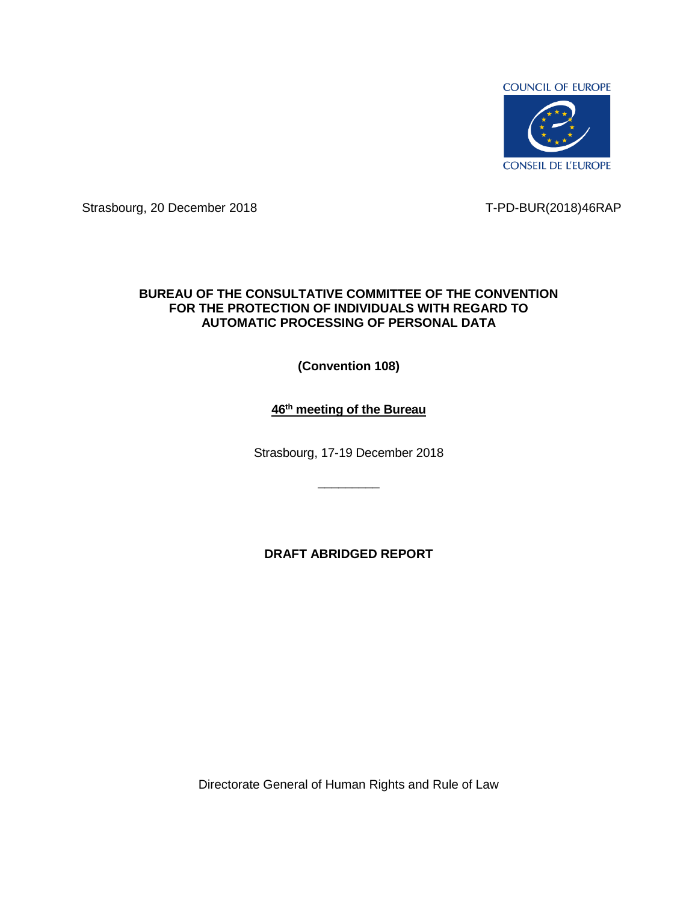COUNCIL OF EUROPE

CONSEIL DE L'EUROPE

Strasbourg, 20 December 2018

T-PD-BUR(2018)46RAP

**BUREAU OF THE CONSULTATIVE COMMITTEE OF THE CONVENTION FOR THE PROTECTION OF INDIVIDUALS WITH REGARD TO AUTOMATIC PROCESSING OF PERSONAL DATA**

**(Convention 108)**

**46th meeting of the Bureau**

Strasbourg, 17-19 December 2018

---

**DRAFT ABRIDGED REPORT**

Directorate General of Human Rights and Rule of Law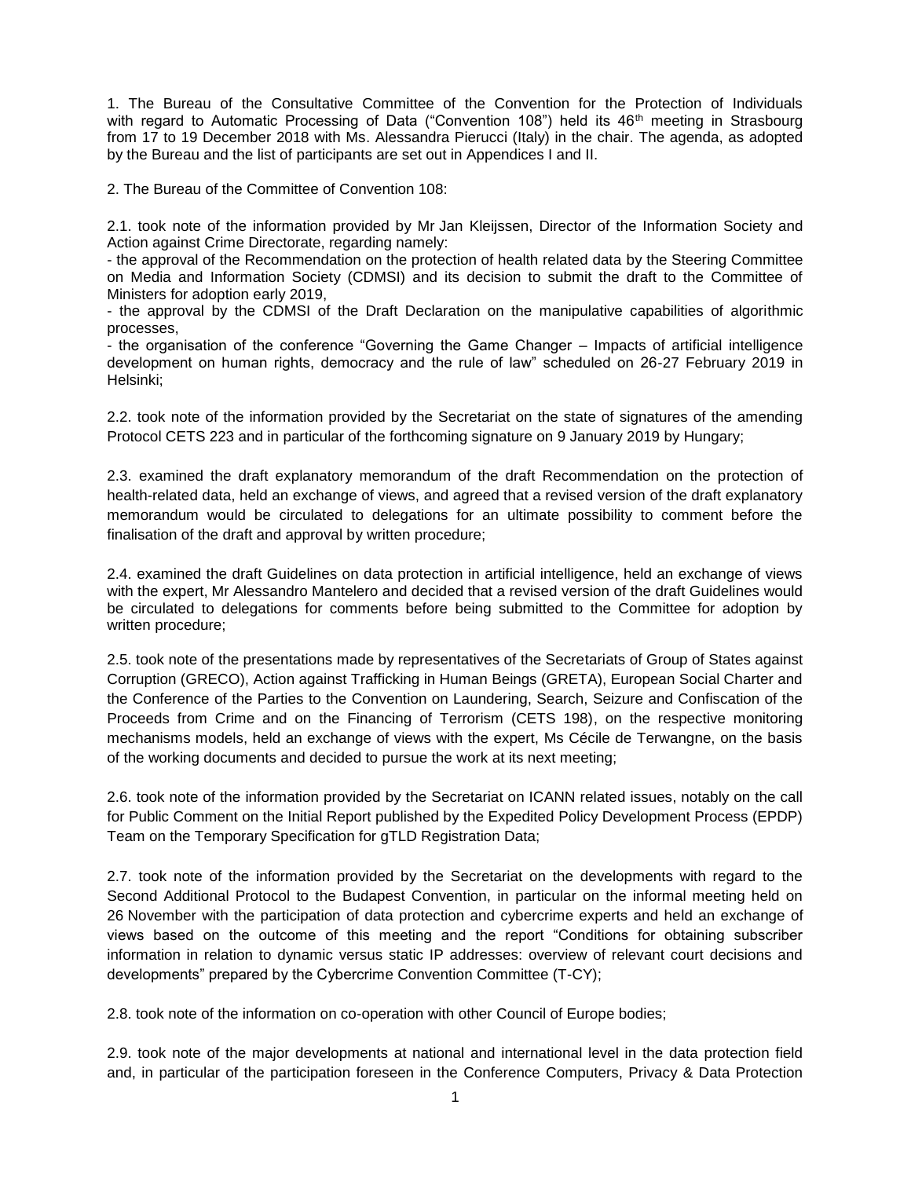1. The Bureau of the Consultative Committee of the Convention for the Protection of Individuals with regard to Automatic Processing of Data ("Convention 108") held its 46th meeting in Strasbourg from 17 to 19 December 2018 with Ms. Alessandra Pierucci (Italy) in the chair. The agenda, as adopted by the Bureau and the list of participants are set out in Appendices I and II.

2. The Bureau of the Committee of Convention 108:

2.1. took note of the information provided by Mr Jan Kleijssen, Director of the Information Society and Action against Crime Directorate, regarding namely:
- the approval of the Recommendation on the protection of health related data by the Steering Committee on Media and Information Society (CDMSI) and its decision to submit the draft to the Committee of Ministers for adoption early 2019,
- the approval by the CDMSI of the Draft Declaration on the manipulative capabilities of algorithmic processes,
- the organisation of the conference "Governing the Game Changer – Impacts of artificial intelligence development on human rights, democracy and the rule of law" scheduled on 26-27 February 2019 in Helsinki;

2.2. took note of the information provided by the Secretariat on the state of signatures of the amending Protocol CETS 223 and in particular of the forthcoming signature on 9 January 2019 by Hungary;

2.3. examined the draft explanatory memorandum of the draft Recommendation on the protection of health-related data, held an exchange of views, and agreed that a revised version of the draft explanatory memorandum would be circulated to delegations for an ultimate possibility to comment before the finalisation of the draft and approval by written procedure;

2.4. examined the draft Guidelines on data protection in artificial intelligence, held an exchange of views with the expert, Mr Alessandro Mantelero and decided that a revised version of the draft Guidelines would be circulated to delegations for comments before being submitted to the Committee for adoption by written procedure;

2.5. took note of the presentations made by representatives of the Secretariats of Group of States against Corruption (GRECO), Action against Trafficking in Human Beings (GRETA), European Social Charter and the Conference of the Parties to the Convention on Laundering, Search, Seizure and Confiscation of the Proceeds from Crime and on the Financing of Terrorism (CETS 198), on the respective monitoring mechanisms models, held an exchange of views with the expert, Ms Cécile de Terwangne, on the basis of the working documents and decided to pursue the work at its next meeting;

2.6. took note of the information provided by the Secretariat on ICANN related issues, notably on the call for Public Comment on the Initial Report published by the Expedited Policy Development Process (EPDP) Team on the Temporary Specification for gTLD Registration Data;

2.7. took note of the information provided by the Secretariat on the developments with regard to the Second Additional Protocol to the Budapest Convention, in particular on the informal meeting held on 26 November with the participation of data protection and cybercrime experts and held an exchange of views based on the outcome of this meeting and the report "Conditions for obtaining subscriber information in relation to dynamic versus static IP addresses: overview of relevant court decisions and developments" prepared by the Cybercrime Convention Committee (T-CY);

2.8. took note of the information on co-operation with other Council of Europe bodies;

2.9. took note of the major developments at national and international level in the data protection field and, in particular of the participation foreseen in the Conference Computers, Privacy & Data Protection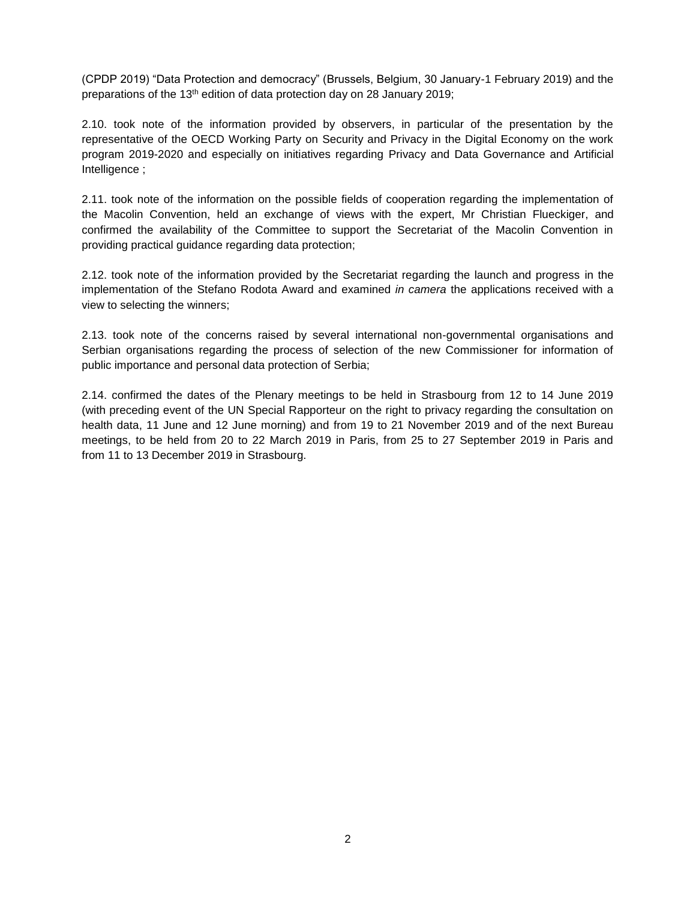(CPDP 2019) "Data Protection and democracy" (Brussels, Belgium, 30 January-1 February 2019) and the preparations of the 13th edition of data protection day on 28 January 2019;

2.10. took note of the information provided by observers, in particular of the presentation by the representative of the OECD Working Party on Security and Privacy in the Digital Economy on the work program 2019-2020 and especially on initiatives regarding Privacy and Data Governance and Artificial Intelligence ;

2.11. took note of the information on the possible fields of cooperation regarding the implementation of the Macolin Convention, held an exchange of views with the expert, Mr Christian Flueckiger, and confirmed the availability of the Committee to support the Secretariat of the Macolin Convention in providing practical guidance regarding data protection;

2.12. took note of the information provided by the Secretariat regarding the launch and progress in the implementation of the Stefano Rodota Award and examined *in camera* the applications received with a view to selecting the winners;

2.13. took note of the concerns raised by several international non-governmental organisations and Serbian organisations regarding the process of selection of the new Commissioner for information of public importance and personal data protection of Serbia;

2.14. confirmed the dates of the Plenary meetings to be held in Strasbourg from 12 to 14 June 2019 (with preceding event of the UN Special Rapporteur on the right to privacy regarding the consultation on health data, 11 June and 12 June morning) and from 19 to 21 November 2019 and of the next Bureau meetings, to be held from 20 to 22 March 2019 in Paris, from 25 to 27 September 2019 in Paris and from 11 to 13 December 2019 in Strasbourg.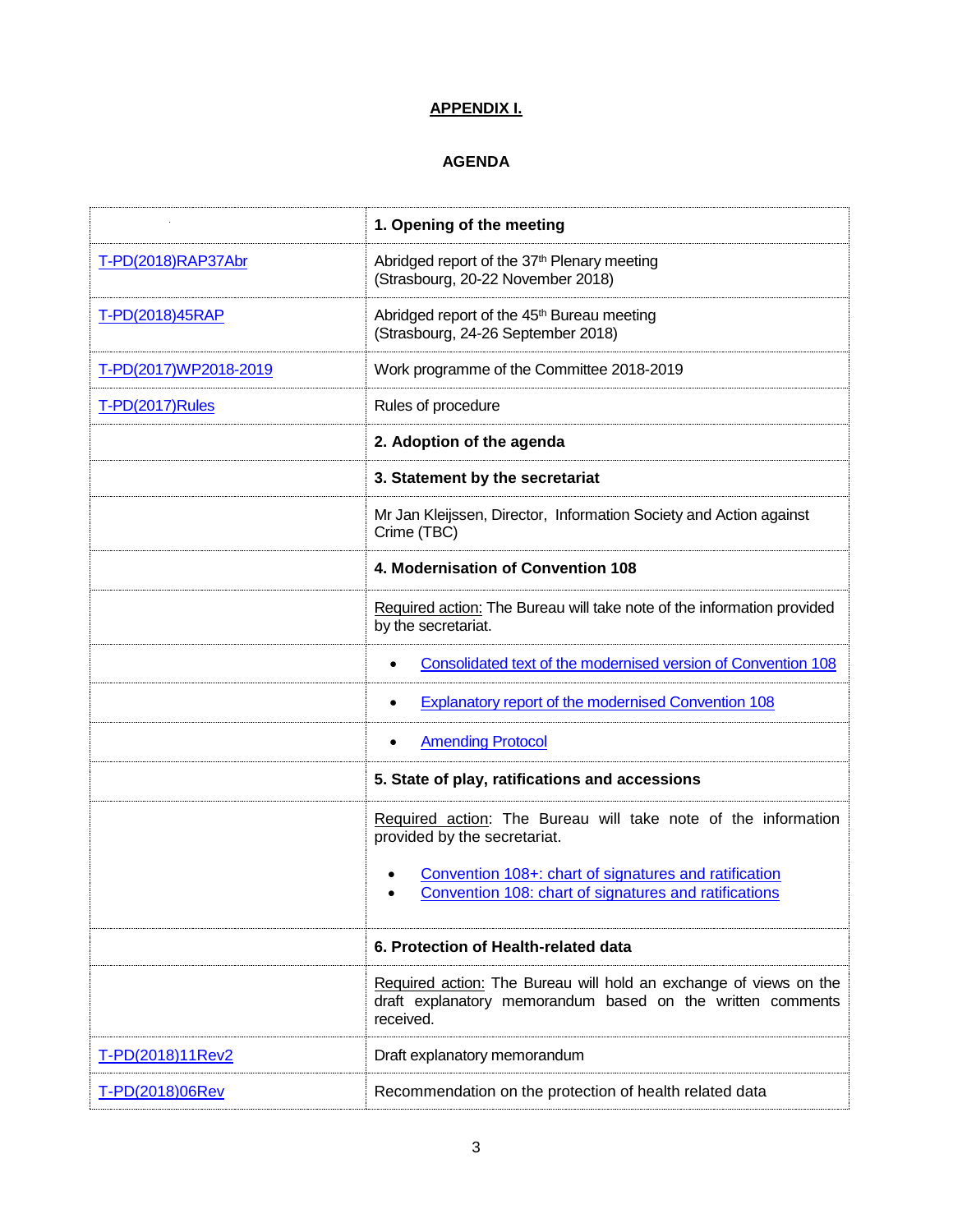# APPENDIX I.

## AGENDA

| | **1. Opening of the meeting** |
|---|---|
| T-PD(2018)RAP37Abr | Abridged report of the 37th Plenary meeting (Strasbourg, 20-22 November 2018) |
| T-PD(2018)45RAP | Abridged report of the 45th Bureau meeting (Strasbourg, 24-26 September 2018) |
| T-PD(2017)WP2018-2019 | Work programme of the Committee 2018-2019 |
| T-PD(2017)Rules | Rules of procedure |
| | **2. Adoption of the agenda** |
| | **3. Statement by the secretariat** |
| | Mr Jan Kleijssen, Director, Information Society and Action against Crime (TBC) |
| | **4. Modernisation of Convention 108** |
| | Required action: The Bureau will take note of the information provided by the secretariat. |
| | • Consolidated text of the modernised version of Convention 108 |
| | • Explanatory report of the modernised Convention 108 |
| | • Amending Protocol |
| | **5. State of play, ratifications and accessions** |
| | Required action: The Bureau will take note of the information provided by the secretariat.<br>• Convention 108+: chart of signatures and ratification<br>• Convention 108: chart of signatures and ratifications |
| | **6. Protection of Health-related data** |
| | Required action: The Bureau will hold an exchange of views on the draft explanatory memorandum based on the written comments received. |
| T-PD(2018)11Rev2 | Draft explanatory memorandum |
| T-PD(2018)06Rev | Recommendation on the protection of health related data |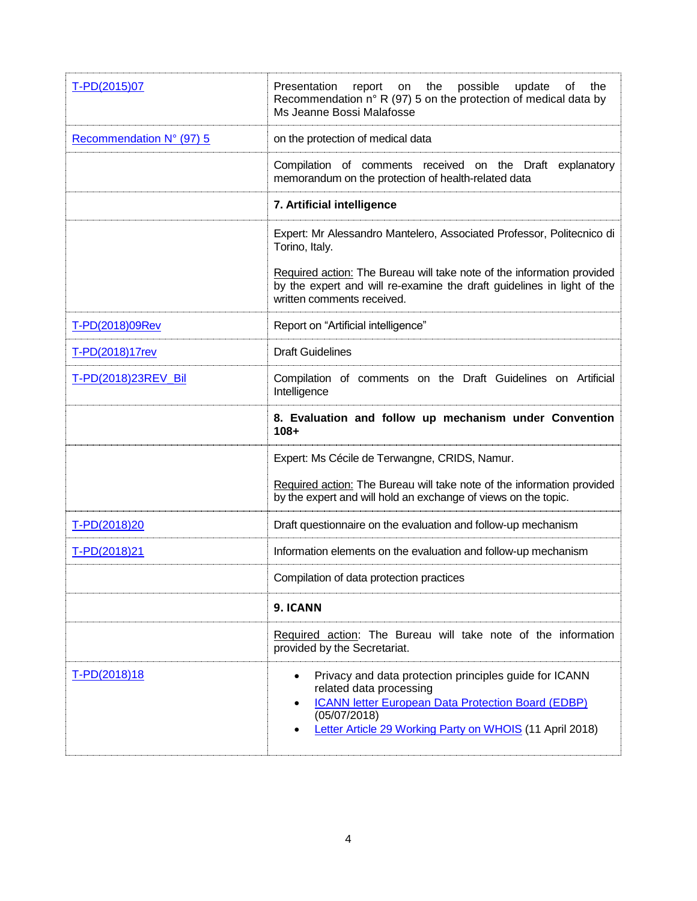| | |
|---|---|
| T-PD(2015)07 | Presentation report on the possible update of the Recommendation n° R (97) 5 on the protection of medical data by Ms Jeanne Bossi Malafosse |
| Recommendation N° (97) 5 | on the protection of medical data |
| | Compilation of comments received on the Draft explanatory memorandum on the protection of health-related data |
| | **7. Artificial intelligence** |
| | Expert: Mr Alessandro Mantelero, Associated Professor, Politecnico di Torino, Italy.<br><br>Required action: The Bureau will take note of the information provided by the expert and will re-examine the draft guidelines in light of the written comments received. |
| T-PD(2018)09Rev | Report on "Artificial intelligence" |
| T-PD(2018)17rev | Draft Guidelines |
| T-PD(2018)23REV_Bil | Compilation of comments on the Draft Guidelines on Artificial Intelligence |
| | **8. Evaluation and follow up mechanism under Convention 108+** |
| | Expert: Ms Cécile de Terwangne, CRIDS, Namur.<br><br>Required action: The Bureau will take note of the information provided by the expert and will hold an exchange of views on the topic. |
| T-PD(2018)20 | Draft questionnaire on the evaluation and follow-up mechanism |
| T-PD(2018)21 | Information elements on the evaluation and follow-up mechanism |
| | Compilation of data protection practices |
| | **9. ICANN** |
| | Required action: The Bureau will take note of the information provided by the Secretariat. |
| T-PD(2018)18 | • Privacy and data protection principles guide for ICANN related data processing<br>• ICANN letter European Data Protection Board (EDBP) (05/07/2018)<br>• Letter Article 29 Working Party on WHOIS (11 April 2018) |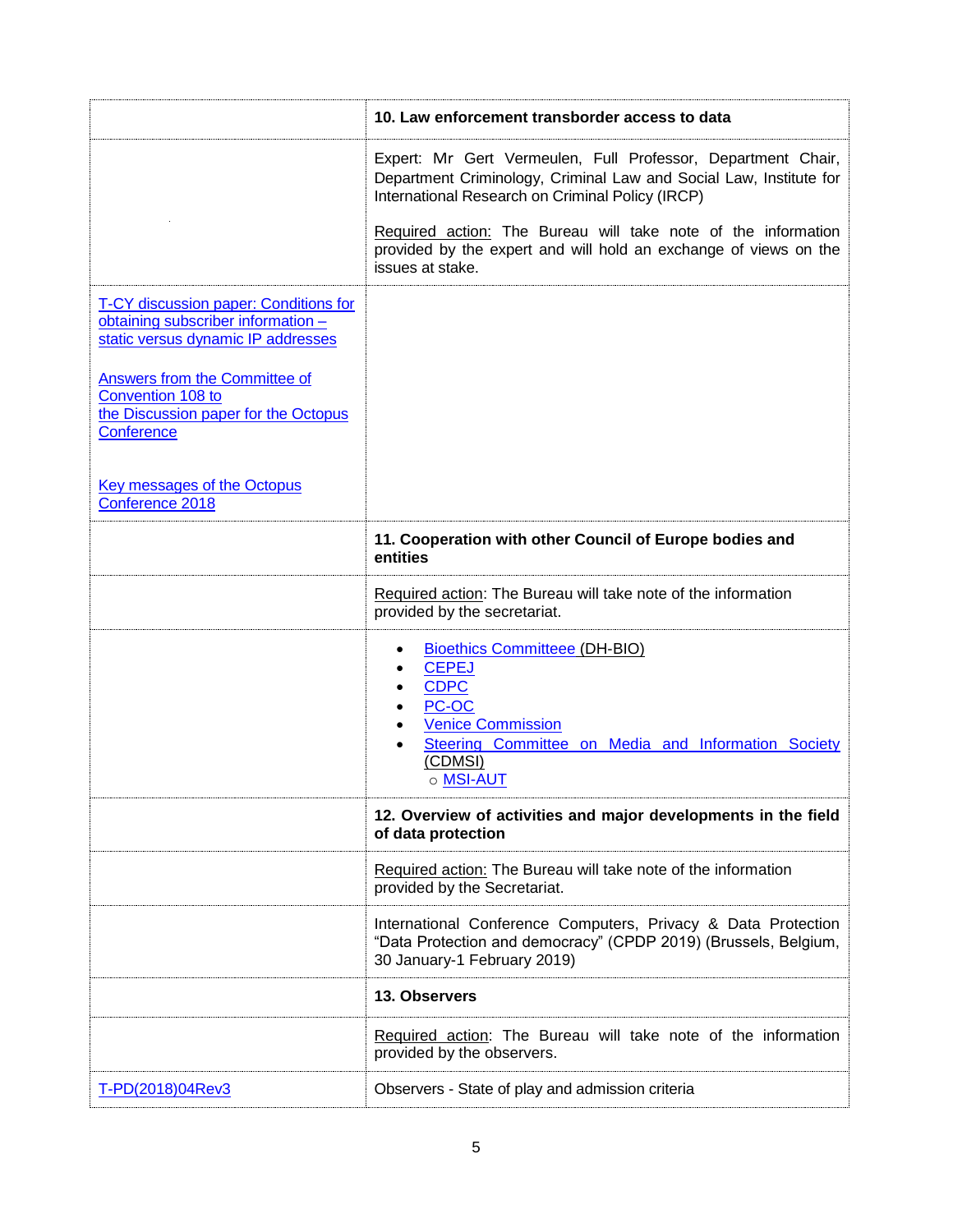| | |
|---|---|
| | **10. Law enforcement transborder access to data** |
| | Expert: Mr Gert Vermeulen, Full Professor, Department Chair, Department Criminology, Criminal Law and Social Law, Institute for International Research on Criminal Policy (IRCP)<br><br>Required action: The Bureau will take note of the information provided by the expert and will hold an exchange of views on the issues at stake. |
| T-CY discussion paper: Conditions for obtaining subscriber information – static versus dynamic IP addresses<br><br>Answers from the Committee of Convention 108 to the Discussion paper for the Octopus Conference<br><br>Key messages of the Octopus Conference 2018 | |
| | **11. Cooperation with other Council of Europe bodies and entities** |
| | Required action: The Bureau will take note of the information provided by the secretariat. |
| | • Bioethics Committeee (DH-BIO)<br>• CEPEJ<br>• CDPC<br>• PC-OC<br>• Venice Commission<br>• Steering Committee on Media and Information Society (CDMSI)<br>  ○ MSI-AUT |
| | **12. Overview of activities and major developments in the field of data protection** |
| | Required action: The Bureau will take note of the information provided by the Secretariat. |
| | International Conference Computers, Privacy & Data Protection "Data Protection and democracy" (CPDP 2019) (Brussels, Belgium, 30 January-1 February 2019) |
| | **13. Observers** |
| | Required action: The Bureau will take note of the information provided by the observers. |
| T-PD(2018)04Rev3 | Observers - State of play and admission criteria |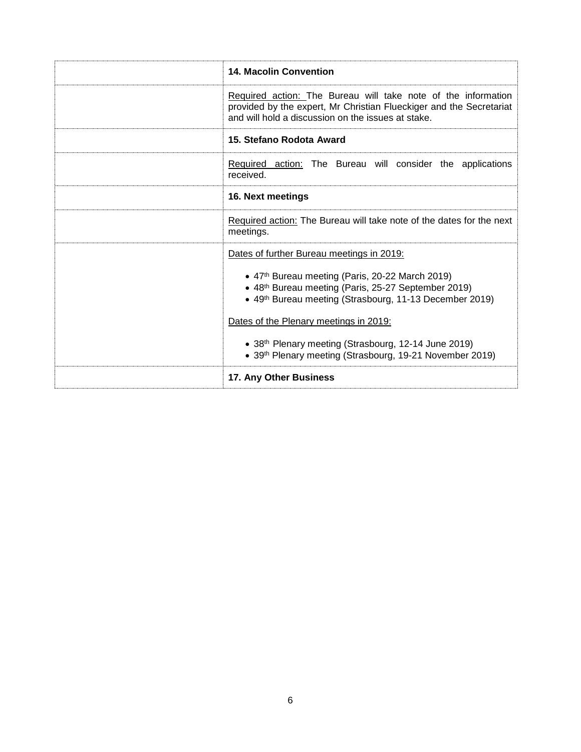| | |
|---|---|
| | **14. Macolin Convention** |
| | Required action: The Bureau will take note of the information provided by the expert, Mr Christian Flueckiger and the Secretariat and will hold a discussion on the issues at stake. |
| | **15. Stefano Rodota Award** |
| | Required action: The Bureau will consider the applications received. |
| | **16. Next meetings** |
| | Required action: The Bureau will take note of the dates for the next meetings. |
| | Dates of further Bureau meetings in 2019:<br><br>• 47th Bureau meeting (Paris, 20-22 March 2019)<br>• 48th Bureau meeting (Paris, 25-27 September 2019)<br>• 49th Bureau meeting (Strasbourg, 11-13 December 2019)<br><br>Dates of the Plenary meetings in 2019:<br><br>• 38th Plenary meeting (Strasbourg, 12-14 June 2019)<br>• 39th Plenary meeting (Strasbourg, 19-21 November 2019) |
| | **17. Any Other Business** |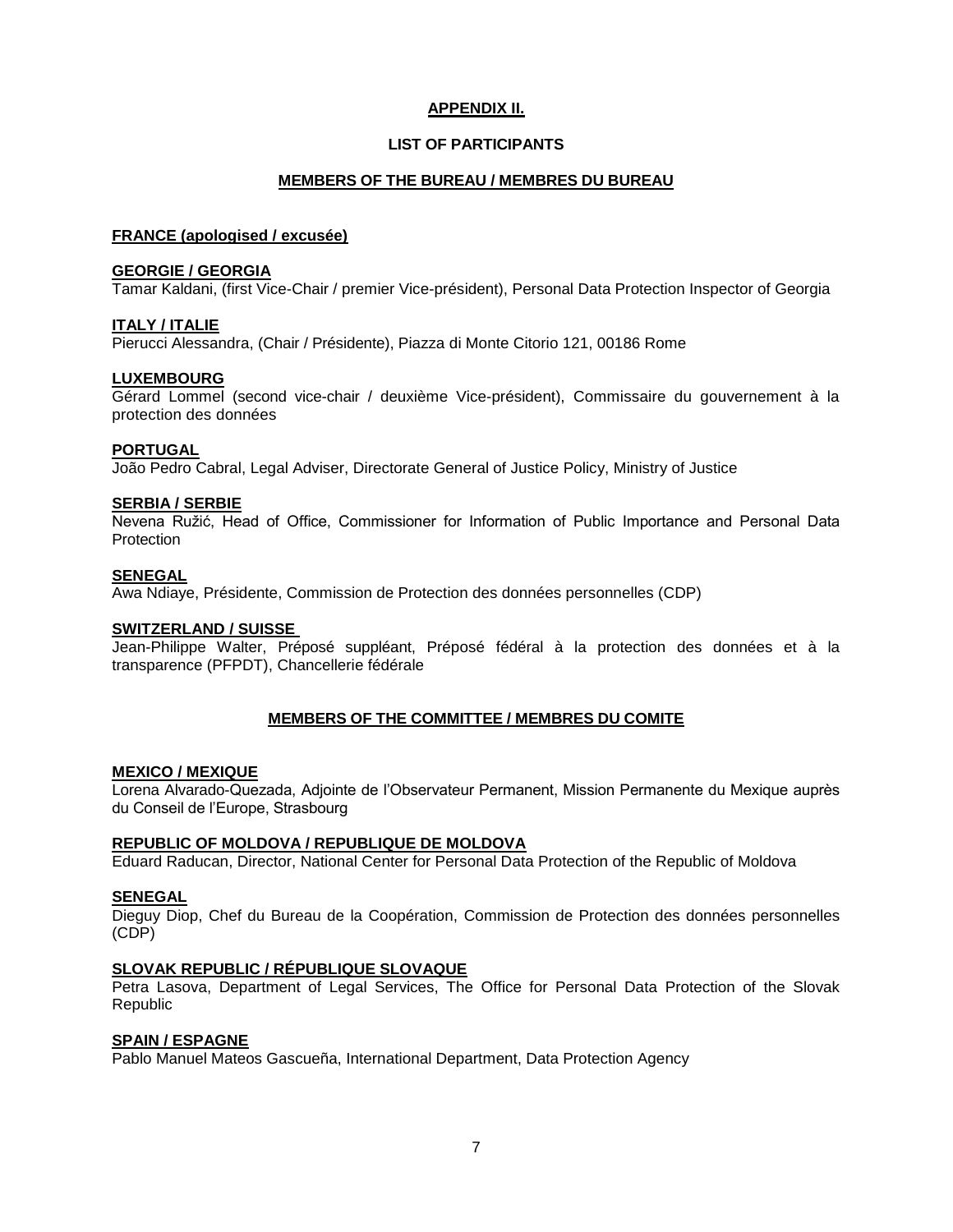## APPENDIX II.

### LIST OF PARTICIPANTS

### MEMBERS OF THE BUREAU / MEMBRES DU BUREAU

**FRANCE (apologised / excusée)**

**GEORGIE / GEORGIA**
Tamar Kaldani, (first Vice-Chair / premier Vice-président), Personal Data Protection Inspector of Georgia

**ITALY / ITALIE**
Pierucci Alessandra, (Chair / Présidente), Piazza di Monte Citorio 121, 00186 Rome

**LUXEMBOURG**
Gérard Lommel (second vice-chair / deuxième Vice-président), Commissaire du gouvernement à la protection des données

**PORTUGAL**
João Pedro Cabral, Legal Adviser, Directorate General of Justice Policy, Ministry of Justice

**SERBIA / SERBIE**
Nevena Ružić, Head of Office, Commissioner for Information of Public Importance and Personal Data Protection

**SENEGAL**
Awa Ndiaye, Présidente, Commission de Protection des données personnelles (CDP)

**SWITZERLAND / SUISSE**
Jean-Philippe Walter, Préposé suppléant, Préposé fédéral à la protection des données et à la transparence (PFPDT), Chancellerie fédérale

### MEMBERS OF THE COMMITTEE / MEMBRES DU COMITE

**MEXICO / MEXIQUE**
Lorena Alvarado-Quezada, Adjointe de l'Observateur Permanent, Mission Permanente du Mexique auprès du Conseil de l'Europe, Strasbourg

**REPUBLIC OF MOLDOVA / REPUBLIQUE DE MOLDOVA**
Eduard Raducan, Director, National Center for Personal Data Protection of the Republic of Moldova

**SENEGAL**
Dieguy Diop, Chef du Bureau de la Coopération, Commission de Protection des données personnelles (CDP)

**SLOVAK REPUBLIC / RÉPUBLIQUE SLOVAQUE**
Petra Lasova, Department of Legal Services, The Office for Personal Data Protection of the Slovak Republic

**SPAIN / ESPAGNE**
Pablo Manuel Mateos Gascueña, International Department, Data Protection Agency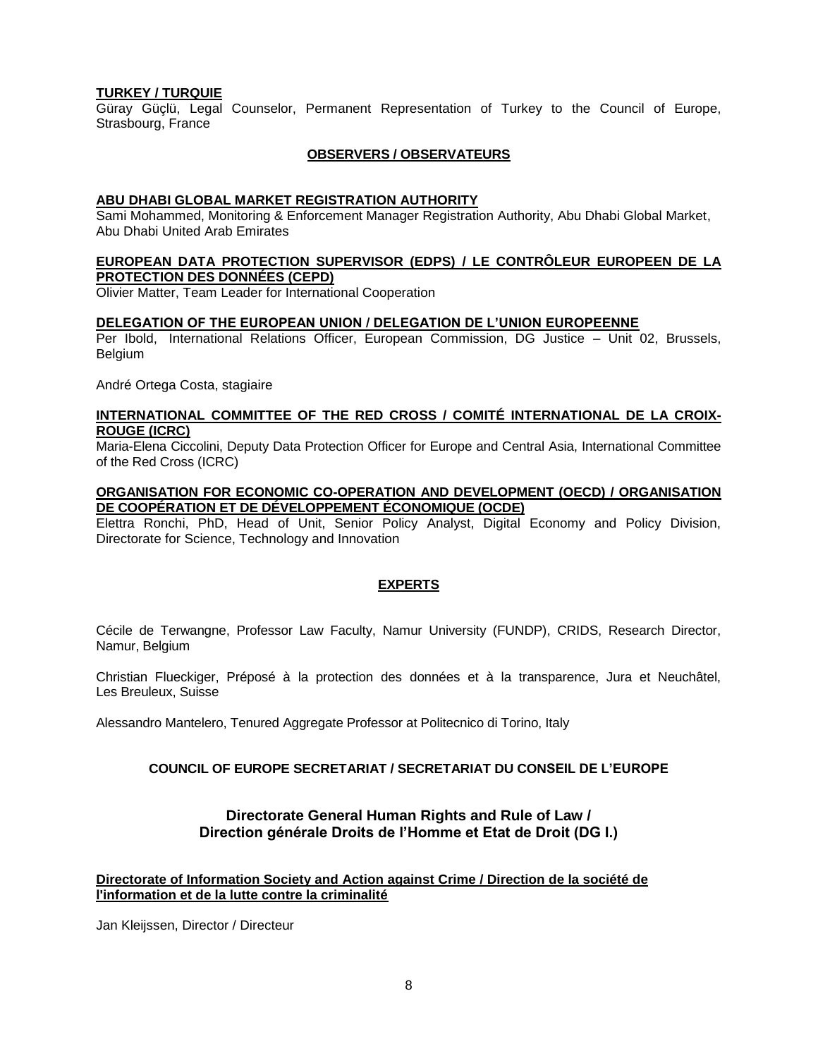**TURKEY / TURQUIE**
Güray Güçlü, Legal Counselor, Permanent Representation of Turkey to the Council of Europe, Strasbourg, France

## OBSERVERS / OBSERVATEURS

**ABU DHABI GLOBAL MARKET REGISTRATION AUTHORITY**
Sami Mohammed, Monitoring & Enforcement Manager Registration Authority, Abu Dhabi Global Market, Abu Dhabi United Arab Emirates

**EUROPEAN DATA PROTECTION SUPERVISOR (EDPS) / LE CONTRÔLEUR EUROPEEN DE LA PROTECTION DES DONNÉES (CEPD)**
Olivier Matter, Team Leader for International Cooperation

**DELEGATION OF THE EUROPEAN UNION / DELEGATION DE L'UNION EUROPEENNE**
Per Ibold, International Relations Officer, European Commission, DG Justice – Unit 02, Brussels, Belgium

André Ortega Costa, stagiaire

**INTERNATIONAL COMMITTEE OF THE RED CROSS / COMITÉ INTERNATIONAL DE LA CROIX-ROUGE (ICRC)**
Maria-Elena Ciccolini, Deputy Data Protection Officer for Europe and Central Asia, International Committee of the Red Cross (ICRC)

**ORGANISATION FOR ECONOMIC CO-OPERATION AND DEVELOPMENT (OECD) / ORGANISATION DE COOPÉRATION ET DE DÉVELOPPEMENT ÉCONOMIQUE (OCDE)**
Elettra Ronchi, PhD, Head of Unit, Senior Policy Analyst, Digital Economy and Policy Division, Directorate for Science, Technology and Innovation

## EXPERTS

Cécile de Terwangne, Professor Law Faculty, Namur University (FUNDP), CRIDS, Research Director, Namur, Belgium

Christian Flueckiger, Préposé à la protection des données et à la transparence, Jura et Neuchâtel, Les Breuleux, Suisse

Alessandro Mantelero, Tenured Aggregate Professor at Politecnico di Torino, Italy

## COUNCIL OF EUROPE SECRETARIAT / SECRETARIAT DU CONSEIL DE L'EUROPE

### Directorate General Human Rights and Rule of Law / Direction générale Droits de l'Homme et Etat de Droit (DG I.)

**Directorate of Information Society and Action against Crime / Direction de la société de l'information et de la lutte contre la criminalité**

Jan Kleijssen, Director / Directeur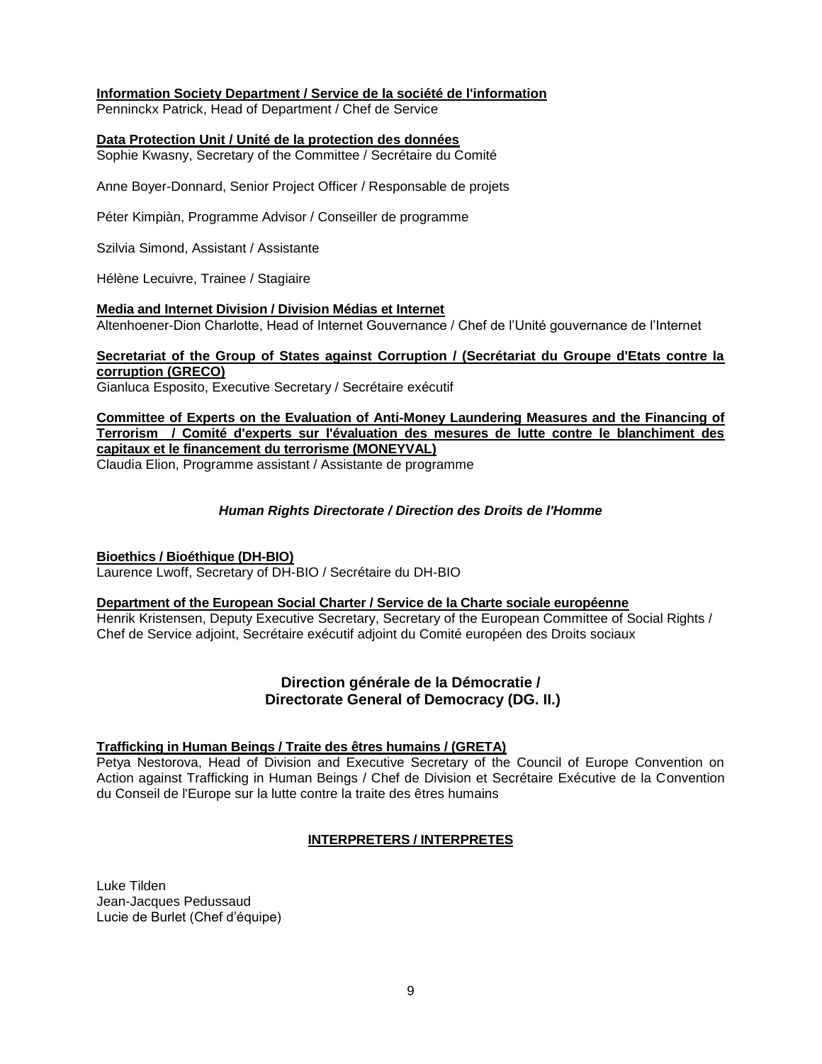**Information Society Department / Service de la société de l'information**
Penninckx Patrick, Head of Department / Chef de Service

**Data Protection Unit / Unité de la protection des données**
Sophie Kwasny, Secretary of the Committee / Secrétaire du Comité

Anne Boyer-Donnard, Senior Project Officer / Responsable de projets

Péter Kimpiàn, Programme Advisor / Conseiller de programme

Szilvia Simond, Assistant / Assistante

Hélène Lecuivre, Trainee / Stagiaire

**Media and Internet Division / Division Médias et Internet**
Altenhoener-Dion Charlotte, Head of Internet Gouvernance / Chef de l'Unité gouvernance de l'Internet

**Secretariat of the Group of States against Corruption / (Secrétariat du Groupe d'Etats contre la corruption (GRECO)**
Gianluca Esposito, Executive Secretary / Secrétaire exécutif

**Committee of Experts on the Evaluation of Anti-Money Laundering Measures and the Financing of Terrorism / Comité d'experts sur l'évaluation des mesures de lutte contre le blanchiment des capitaux et le financement du terrorisme (MONEYVAL)**
Claudia Elion, Programme assistant / Assistante de programme

***Human Rights Directorate / Direction des Droits de l'Homme***

**Bioethics / Bioéthique (DH-BIO)**
Laurence Lwoff, Secretary of DH-BIO / Secrétaire du DH-BIO

**Department of the European Social Charter / Service de la Charte sociale européenne**
Henrik Kristensen, Deputy Executive Secretary, Secretary of the European Committee of Social Rights / Chef de Service adjoint, Secrétaire exécutif adjoint du Comité européen des Droits sociaux

## Direction générale de la Démocratie / Directorate General of Democracy (DG. II.)

**Trafficking in Human Beings / Traite des êtres humains / (GRETA)**
Petya Nestorova, Head of Division and Executive Secretary of the Council of Europe Convention on Action against Trafficking in Human Beings / Chef de Division et Secrétaire Exécutive de la Convention du Conseil de l'Europe sur la lutte contre la traite des êtres humains

**INTERPRETERS / INTERPRETES**

Luke Tilden
Jean-Jacques Pedussaud
Lucie de Burlet (Chef d'équipe)